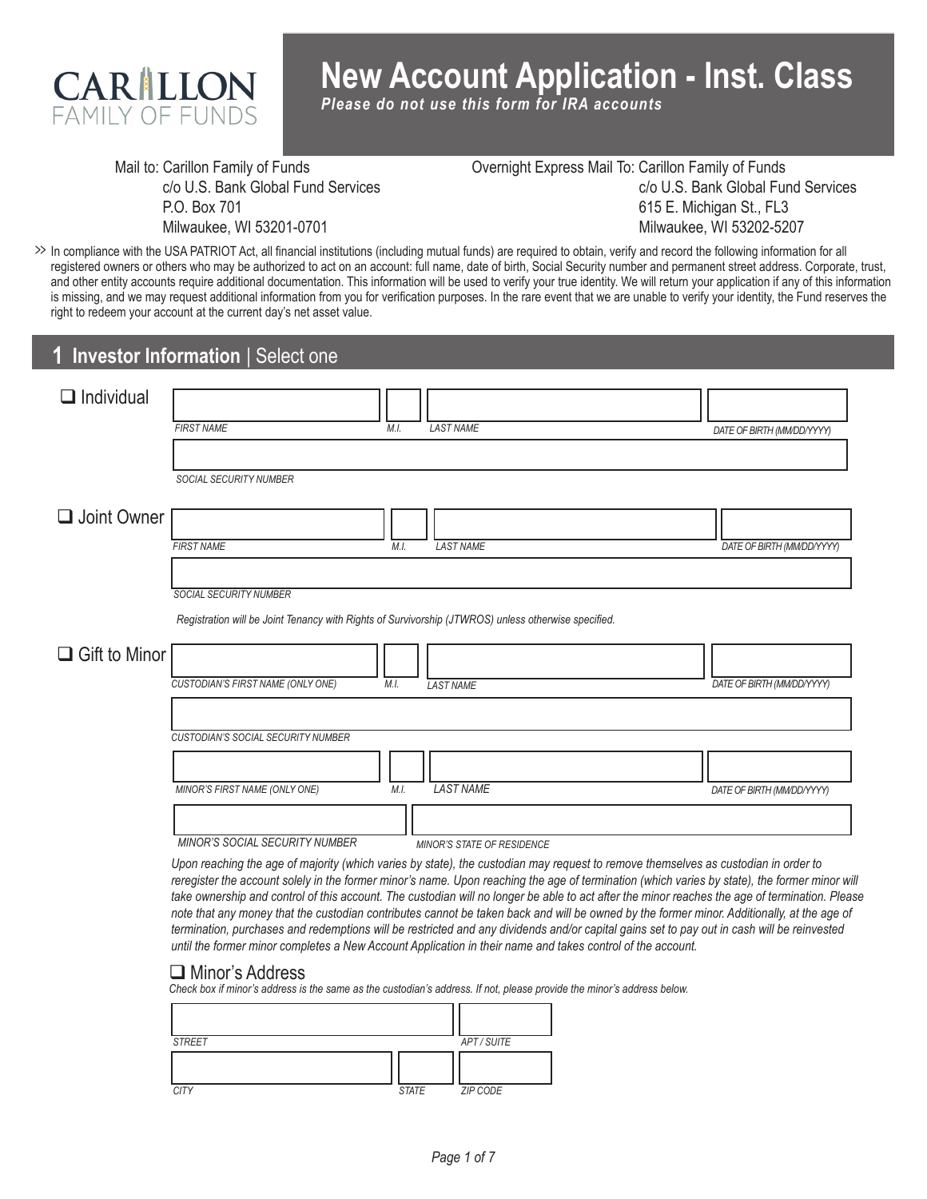CARILLON FAMILY OF FUNDS

# New Account Application - Inst. Class

***Please do not use this form for IRA accounts***

Mail to: Carillon Family of Funds
c/o U.S. Bank Global Fund Services
P.O. Box 701
Milwaukee, WI 53201-0701

Overnight Express Mail To: Carillon Family of Funds
c/o U.S. Bank Global Fund Services
615 E. Michigan St., FL3
Milwaukee, WI 53202-5207

>> In compliance with the USA PATRIOT Act, all financial institutions (including mutual funds) are required to obtain, verify and record the following information for all registered owners or others who may be authorized to act on an account: full name, date of birth, Social Security number and permanent street address. Corporate, trust, and other entity accounts require additional documentation. This information will be used to verify your true identity. We will return your application if any of this information is missing, and we may request additional information from you for verification purposes. In the rare event that we are unable to verify your identity, the Fund reserves the right to redeem your account at the current day's net asset value.

## 1 Investor Information | Select one

☐ Individual

| | | | |
|---|---|---|---|
| *FIRST NAME* | *M.I.* | *LAST NAME* | *DATE OF BIRTH (MM/DD/YYYY)* |

| |
|---|
| *SOCIAL SECURITY NUMBER* |

☐ Joint Owner

| | | | |
|---|---|---|---|
| *FIRST NAME* | *M.I.* | *LAST NAME* | *DATE OF BIRTH (MM/DD/YYYY)* |

| |
|---|
| *SOCIAL SECURITY NUMBER* |

*Registration will be Joint Tenancy with Rights of Survivorship (JTWROS) unless otherwise specified.*

☐ Gift to Minor

| | | | |
|---|---|---|---|
| *CUSTODIAN'S FIRST NAME (ONLY ONE)* | *M.I.* | *LAST NAME* | *DATE OF BIRTH (MM/DD/YYYY)* |

| |
|---|
| *CUSTODIAN'S SOCIAL SECURITY NUMBER* |

| | | | |
|---|---|---|---|
| *MINOR'S FIRST NAME (ONLY ONE)* | *M.I.* | *LAST NAME* | *DATE OF BIRTH (MM/DD/YYYY)* |

| | |
|---|---|
| *MINOR'S SOCIAL SECURITY NUMBER* | *MINOR'S STATE OF RESIDENCE* |

*Upon reaching the age of majority (which varies by state), the custodian may request to remove themselves as custodian in order to reregister the account solely in the former minor's name. Upon reaching the age of termination (which varies by state), the former minor will take ownership and control of this account. The custodian will no longer be able to act after the minor reaches the age of termination. Please note that any money that the custodian contributes cannot be taken back and will be owned by the former minor. Additionally, at the age of termination, purchases and redemptions will be restricted and any dividends and/or capital gains set to pay out in cash will be reinvested until the former minor completes a New Account Application in their name and takes control of the account.*

☐ Minor's Address

*Check box if minor's address is the same as the custodian's address. If not, please provide the minor's address below.*

| | |
|---|---|
| *STREET* | *APT / SUITE* |

| | | |
|---|---|---|
| *CITY* | *STATE* | *ZIP CODE* |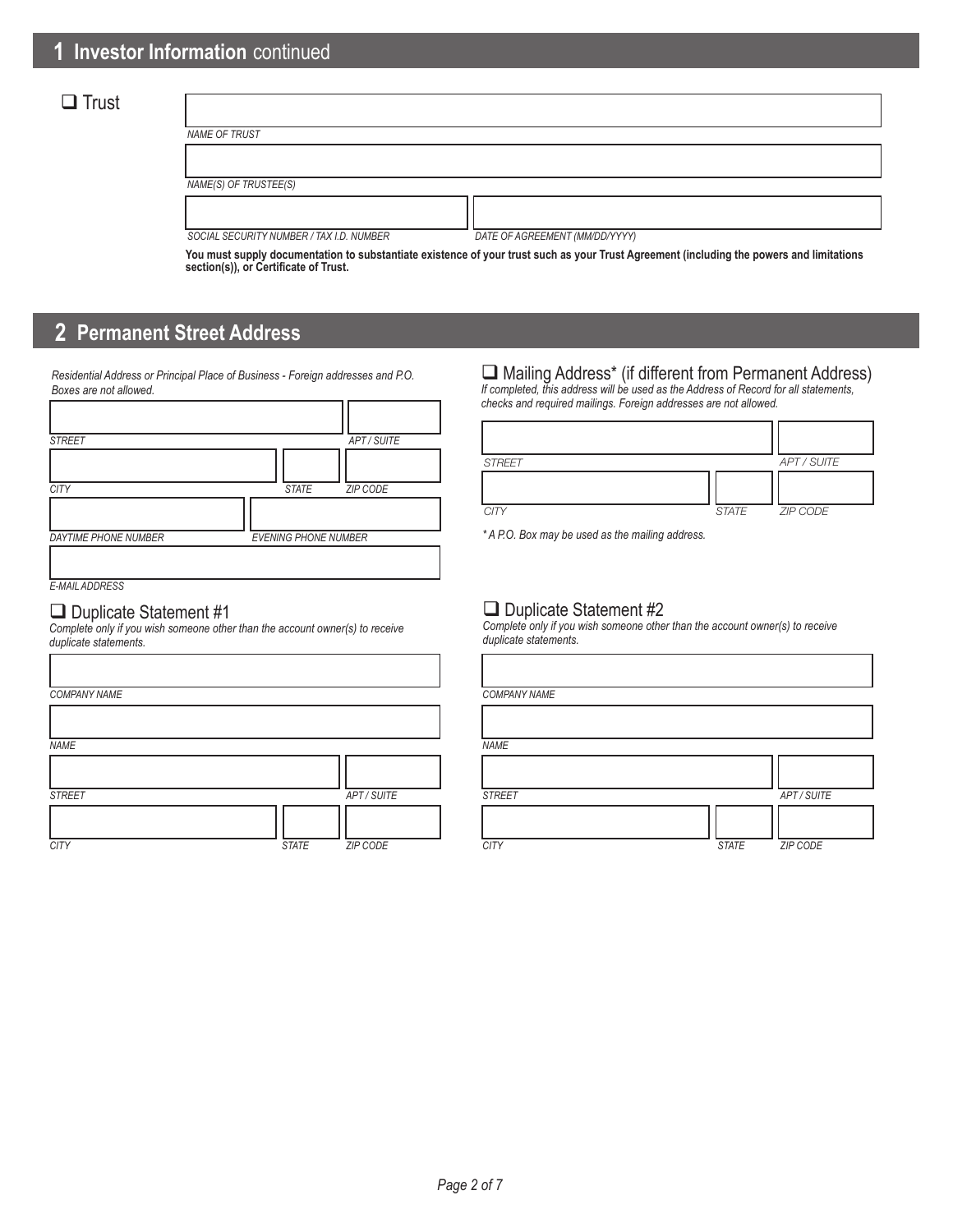## 1 Investor Information continued

☐ Trust

NAME OF TRUST

NAME(S) OF TRUSTEE(S)

SOCIAL SECURITY NUMBER / TAX I.D. NUMBER

DATE OF AGREEMENT (MM/DD/YYYY)

**You must supply documentation to substantiate existence of your trust such as your Trust Agreement (including the powers and limitations section(s)), or Certificate of Trust.**

## 2 Permanent Street Address

*Residential Address or Principal Place of Business - Foreign addresses and P.O. Boxes are not allowed.*

STREET | APT / SUITE

CITY | STATE | ZIP CODE

DAYTIME PHONE NUMBER | EVENING PHONE NUMBER

E-MAIL ADDRESS

☐ Mailing Address* (if different from Permanent Address)

*If completed, this address will be used as the Address of Record for all statements, checks and required mailings. Foreign addresses are not allowed.*

STREET | APT / SUITE

CITY | STATE | ZIP CODE

*\* A P.O. Box may be used as the mailing address.*

☐ Duplicate Statement #1

*Complete only if you wish someone other than the account owner(s) to receive duplicate statements.*

COMPANY NAME

NAME

STREET | APT / SUITE

CITY | STATE | ZIP CODE

☐ Duplicate Statement #2

*Complete only if you wish someone other than the account owner(s) to receive duplicate statements.*

COMPANY NAME

NAME

STREET | APT / SUITE

CITY | STATE | ZIP CODE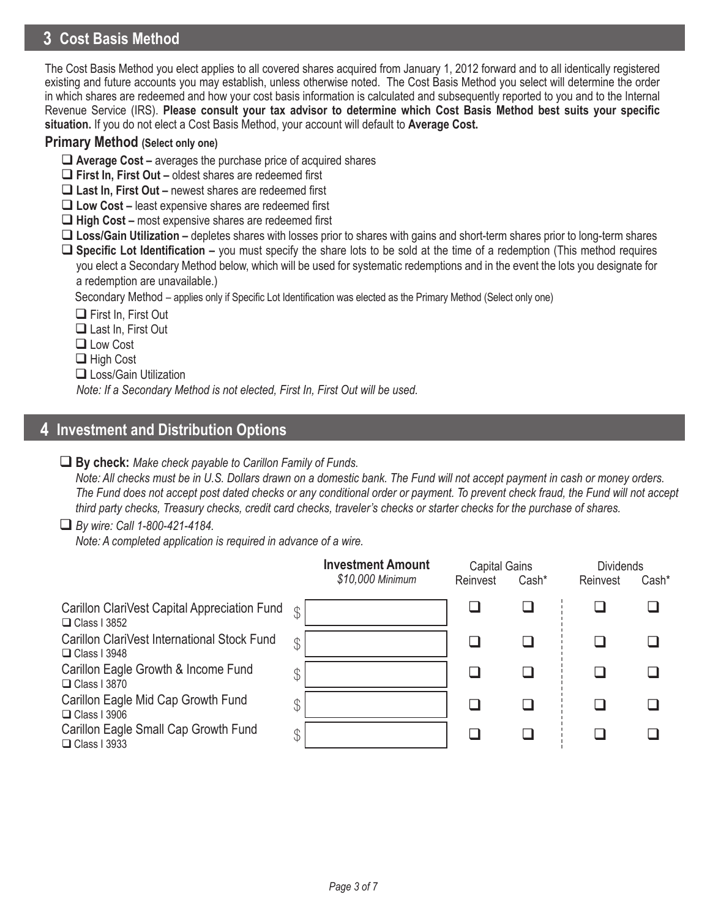## 3 Cost Basis Method

The Cost Basis Method you elect applies to all covered shares acquired from January 1, 2012 forward and to all identically registered existing and future accounts you may establish, unless otherwise noted. The Cost Basis Method you select will determine the order in which shares are redeemed and how your cost basis information is calculated and subsequently reported to you and to the Internal Revenue Service (IRS). **Please consult your tax advisor to determine which Cost Basis Method best suits your specific situation.** If you do not elect a Cost Basis Method, your account will default to **Average Cost.**

### Primary Method (Select only one)

- ☐ **Average Cost –** averages the purchase price of acquired shares
- ☐ **First In, First Out –** oldest shares are redeemed first
- ☐ **Last In, First Out –** newest shares are redeemed first
- ☐ **Low Cost –** least expensive shares are redeemed first
- ☐ **High Cost –** most expensive shares are redeemed first
- ☐ **Loss/Gain Utilization –** depletes shares with losses prior to shares with gains and short-term shares prior to long-term shares
- ☐ **Specific Lot Identification –** you must specify the share lots to be sold at the time of a redemption (This method requires you elect a Secondary Method below, which will be used for systematic redemptions and in the event the lots you designate for a redemption are unavailable.)

Secondary Method – applies only if Specific Lot Identification was elected as the Primary Method (Select only one)

- ☐ First In, First Out
- ☐ Last In, First Out
- ☐ Low Cost
- ☐ High Cost
- ☐ Loss/Gain Utilization

*Note: If a Secondary Method is not elected, First In, First Out will be used.*

## 4 Investment and Distribution Options

☐ **By check:** *Make check payable to Carillon Family of Funds.*
*Note: All checks must be in U.S. Dollars drawn on a domestic bank. The Fund will not accept payment in cash or money orders. The Fund does not accept post dated checks or any conditional order or payment. To prevent check fraud, the Fund will not accept third party checks, Treasury checks, credit card checks, traveler's checks or starter checks for the purchase of shares.*

☐ *By wire: Call 1-800-421-4184.*
*Note: A completed application is required in advance of a wire.*

| | **Investment Amount** *$10,000 Minimum* | Capital Gains | | Dividends | |
|---|---|---|---|---|---|
| | | Reinvest | Cash* | Reinvest | Cash* |
| Carillon ClariVest Capital Appreciation Fund ☐ Class I 3852 | $ | ☐ | ☐ | ☐ | ☐ |
| Carillon ClariVest International Stock Fund ☐ Class I 3948 | $ | ☐ | ☐ | ☐ | ☐ |
| Carillon Eagle Growth & Income Fund ☐ Class I 3870 | $ | ☐ | ☐ | ☐ | ☐ |
| Carillon Eagle Mid Cap Growth Fund ☐ Class I 3906 | $ | ☐ | ☐ | ☐ | ☐ |
| Carillon Eagle Small Cap Growth Fund ☐ Class I 3933 | $ | ☐ | ☐ | ☐ | ☐ |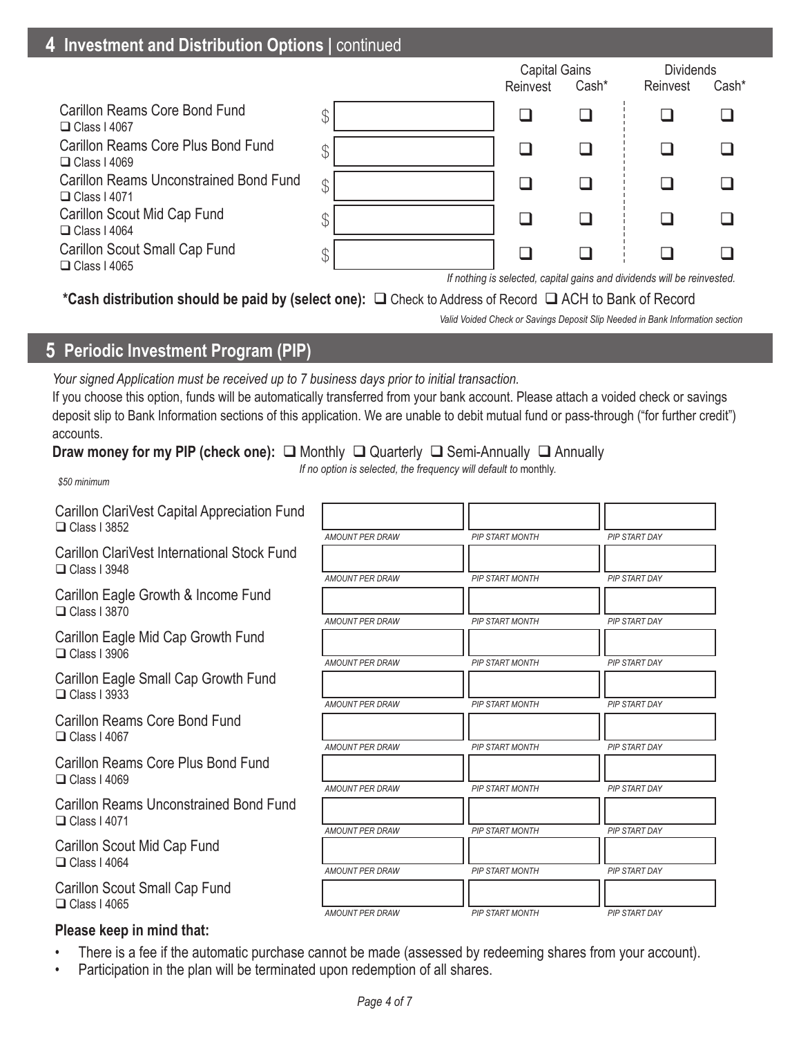## 4 Investment and Distribution Options | continued

| | | Capital Gains | | Dividends | |
|---|---|---|---|---|---|
| | | Reinvest | Cash* | Reinvest | Cash* |
| Carillon Reams Core Bond Fund ❑ Class I 4067 | $ | ❑ | ❑ | ❑ | ❑ |
| Carillon Reams Core Plus Bond Fund ❑ Class I 4069 | $ | ❑ | ❑ | ❑ | ❑ |
| Carillon Reams Unconstrained Bond Fund ❑ Class I 4071 | $ | ❑ | ❑ | ❑ | ❑ |
| Carillon Scout Mid Cap Fund ❑ Class I 4064 | $ | ❑ | ❑ | ❑ | ❑ |
| Carillon Scout Small Cap Fund ❑ Class I 4065 | $ | ❑ | ❑ | ❑ | ❑ |

*If nothing is selected, capital gains and dividends will be reinvested.*

**\*Cash distribution should be paid by (select one):** ❑ Check to Address of Record ❑ ACH to Bank of Record

*Valid Voided Check or Savings Deposit Slip Needed in Bank Information section*

## 5 Periodic Investment Program (PIP)

*Your signed Application must be received up to 7 business days prior to initial transaction.*

If you choose this option, funds will be automatically transferred from your bank account. Please attach a voided check or savings deposit slip to Bank Information sections of this application. We are unable to debit mutual fund or pass-through ("for further credit") accounts.

**Draw money for my PIP (check one):** ❑ Monthly ❑ Quarterly ❑ Semi-Annually ❑ Annually

*If no option is selected, the frequency will default to* monthly.

*$50 minimum*

| Fund | AMOUNT PER DRAW | PIP START MONTH | PIP START DAY |
|---|---|---|---|
| Carillon ClariVest Capital Appreciation Fund ❑ Class I 3852 | | | |
| Carillon ClariVest International Stock Fund ❑ Class I 3948 | | | |
| Carillon Eagle Growth & Income Fund ❑ Class I 3870 | | | |
| Carillon Eagle Mid Cap Growth Fund ❑ Class I 3906 | | | |
| Carillon Eagle Small Cap Growth Fund ❑ Class I 3933 | | | |
| Carillon Reams Core Bond Fund ❑ Class I 4067 | | | |
| Carillon Reams Core Plus Bond Fund ❑ Class I 4069 | | | |
| Carillon Reams Unconstrained Bond Fund ❑ Class I 4071 | | | |
| Carillon Scout Mid Cap Fund ❑ Class I 4064 | | | |
| Carillon Scout Small Cap Fund ❑ Class I 4065 | | | |

**Please keep in mind that:**

- There is a fee if the automatic purchase cannot be made (assessed by redeeming shares from your account).
- Participation in the plan will be terminated upon redemption of all shares.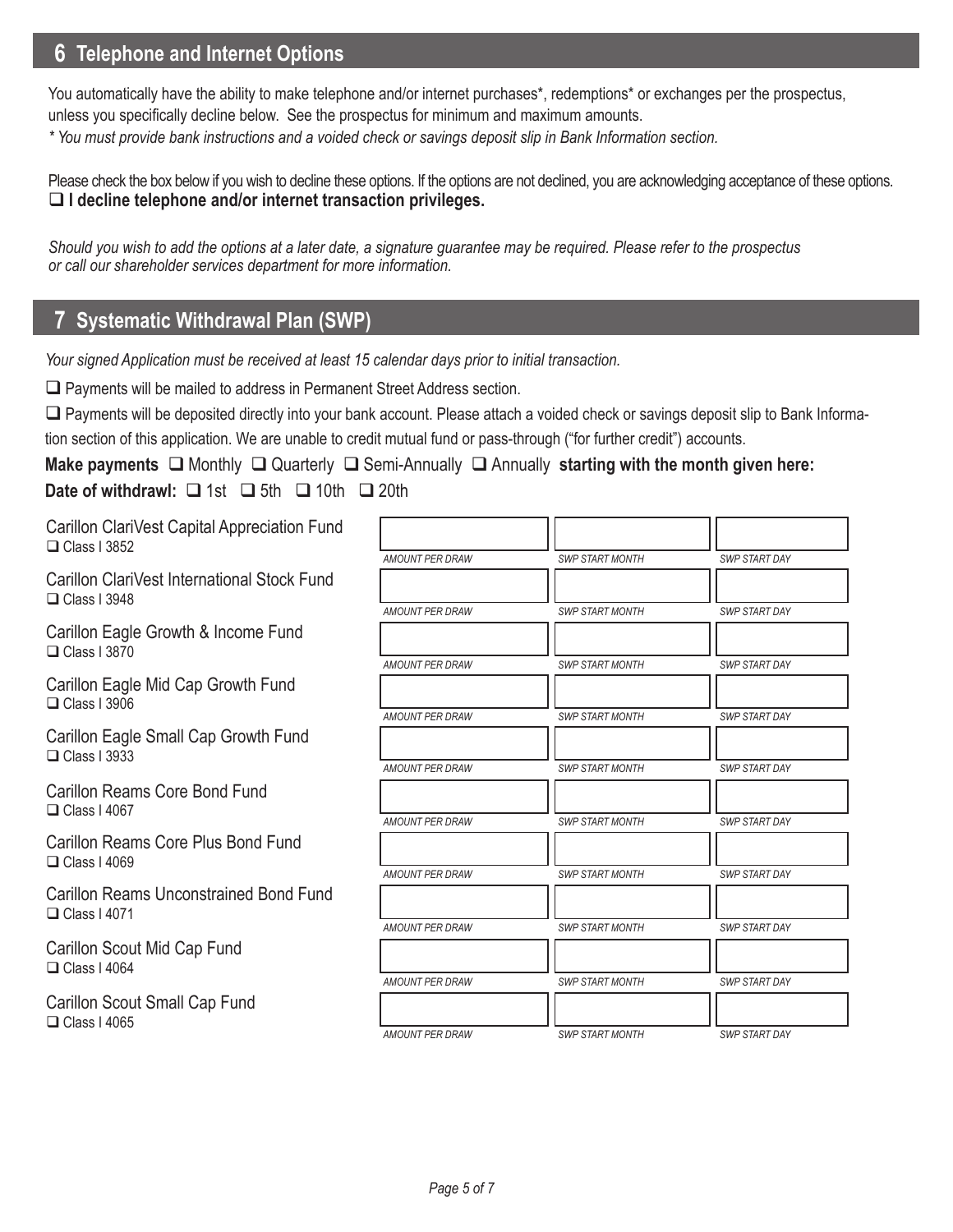## 6 Telephone and Internet Options

You automatically have the ability to make telephone and/or internet purchases*, redemptions* or exchanges per the prospectus, unless you specifically decline below. See the prospectus for minimum and maximum amounts.

*\* You must provide bank instructions and a voided check or savings deposit slip in Bank Information section.*

Please check the box below if you wish to decline these options. If the options are not declined, you are acknowledging acceptance of these options.

❑ **I decline telephone and/or internet transaction privileges.**

*Should you wish to add the options at a later date, a signature guarantee may be required. Please refer to the prospectus or call our shareholder services department for more information.*

## 7 Systematic Withdrawal Plan (SWP)

*Your signed Application must be received at least 15 calendar days prior to initial transaction.*

❑ Payments will be mailed to address in Permanent Street Address section.

❑ Payments will be deposited directly into your bank account. Please attach a voided check or savings deposit slip to Bank Information section of this application. We are unable to credit mutual fund or pass-through ("for further credit") accounts.

**Make payments** ❑ Monthly ❑ Quarterly ❑ Semi-Annually ❑ Annually **starting with the month given here:**

**Date of withdrawl:** ❑ 1st ❑ 5th ❑ 10th ❑ 20th

| Fund | AMOUNT PER DRAW | SWP START MONTH | SWP START DAY |
|---|---|---|---|
| Carillon ClariVest Capital Appreciation Fund ❑ Class I 3852 | | | |
| Carillon ClariVest International Stock Fund ❑ Class I 3948 | | | |
| Carillon Eagle Growth & Income Fund ❑ Class I 3870 | | | |
| Carillon Eagle Mid Cap Growth Fund ❑ Class I 3906 | | | |
| Carillon Eagle Small Cap Growth Fund ❑ Class I 3933 | | | |
| Carillon Reams Core Bond Fund ❑ Class I 4067 | | | |
| Carillon Reams Core Plus Bond Fund ❑ Class I 4069 | | | |
| Carillon Reams Unconstrained Bond Fund ❑ Class I 4071 | | | |
| Carillon Scout Mid Cap Fund ❑ Class I 4064 | | | |
| Carillon Scout Small Cap Fund ❑ Class I 4065 | | | |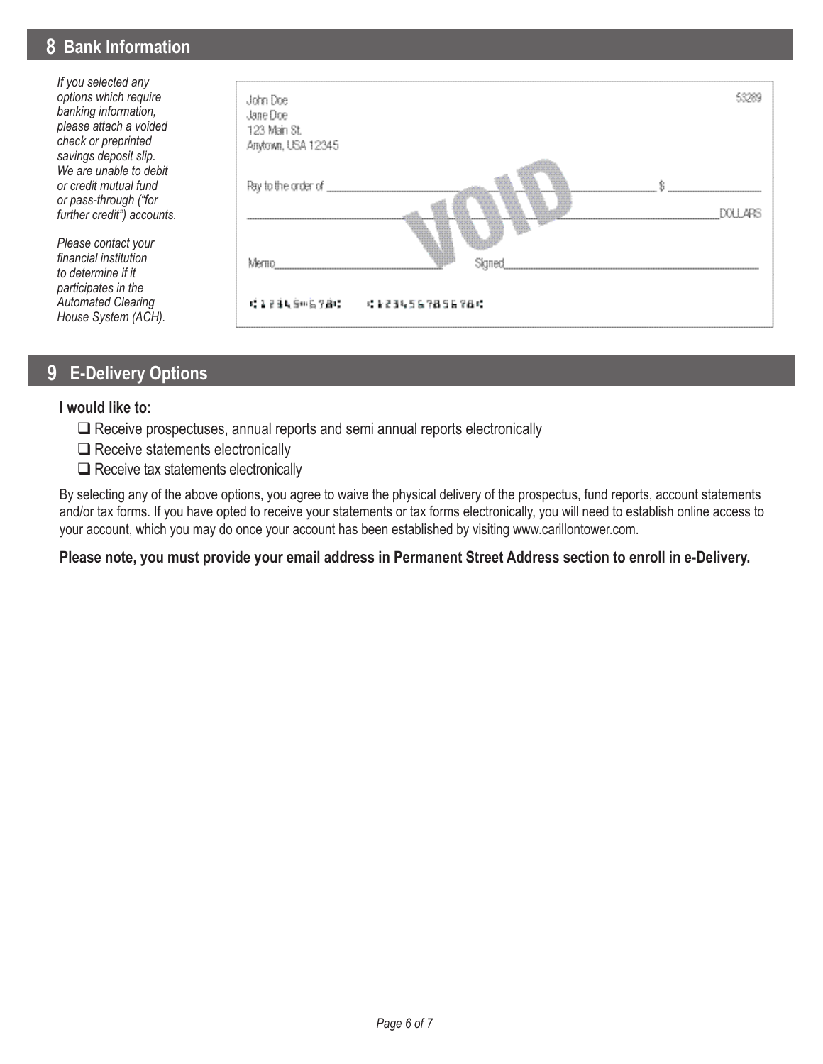## 8 Bank Information

*If you selected any options which require banking information, please attach a voided check or preprinted savings deposit slip. We are unable to debit or credit mutual fund or pass-through ("for further credit") accounts.*

*Please contact your financial institution to determine if it participates in the Automated Clearing House System (ACH).*

John Doe
Jane Doe
123 Main St.
Anytown, USA 12345

53289

Pay to the order of ______________________________ $ __________

______________________________________________ DOLLARS

VOID

Memo______________________ Signed______________________

⑆12345⑈678⑆ ⑆1234567856 78⑆

## 9 E-Delivery Options

**I would like to:**

- ☐ Receive prospectuses, annual reports and semi annual reports electronically
- ☐ Receive statements electronically
- ☐ Receive tax statements electronically

By selecting any of the above options, you agree to waive the physical delivery of the prospectus, fund reports, account statements and/or tax forms. If you have opted to receive your statements or tax forms electronically, you will need to establish online access to your account, which you may do once your account has been established by visiting www.carillontower.com.

**Please note, you must provide your email address in Permanent Street Address section to enroll in e-Delivery.**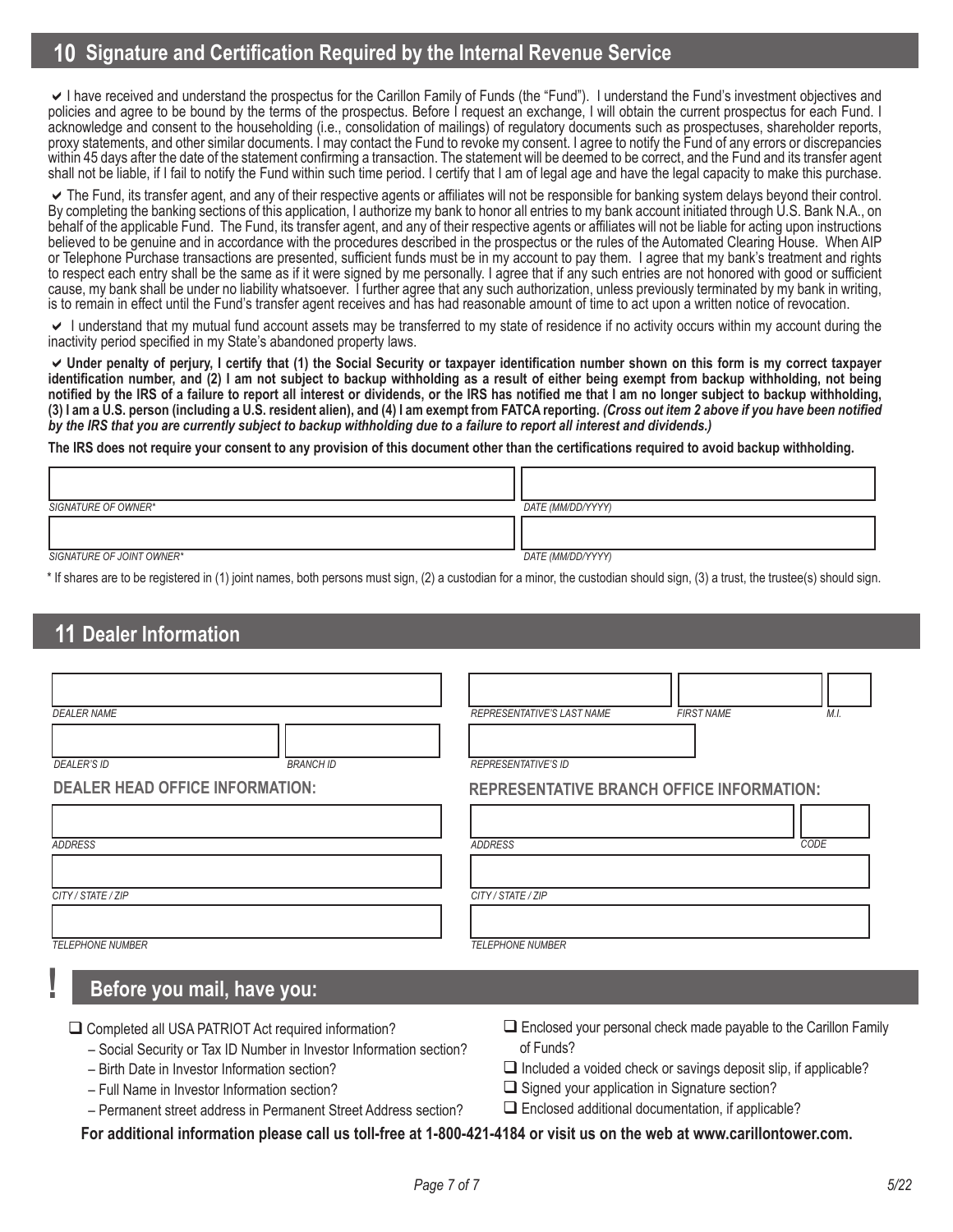## 10 Signature and Certification Required by the Internal Revenue Service

✔ I have received and understand the prospectus for the Carillon Family of Funds (the "Fund"). I understand the Fund's investment objectives and policies and agree to be bound by the terms of the prospectus. Before I request an exchange, I will obtain the current prospectus for each Fund. I acknowledge and consent to the householding (i.e., consolidation of mailings) of regulatory documents such as prospectuses, shareholder reports, proxy statements, and other similar documents. I may contact the Fund to revoke my consent. I agree to notify the Fund of any errors or discrepancies within 45 days after the date of the statement confirming a transaction. The statement will be deemed to be correct, and the Fund and its transfer agent shall not be liable, if I fail to notify the Fund within such time period. I certify that I am of legal age and have the legal capacity to make this purchase.

✔ The Fund, its transfer agent, and any of their respective agents or affiliates will not be responsible for banking system delays beyond their control. By completing the banking sections of this application, I authorize my bank to honor all entries to my bank account initiated through U.S. Bank N.A., on behalf of the applicable Fund. The Fund, its transfer agent, and any of their respective agents or affiliates will not be liable for acting upon instructions believed to be genuine and in accordance with the procedures described in the prospectus or the rules of the Automated Clearing House. When AIP or Telephone Purchase transactions are presented, sufficient funds must be in my account to pay them. I agree that my bank's treatment and rights to respect each entry shall be the same as if it were signed by me personally. I agree that if any such entries are not honored with good or sufficient cause, my bank shall be under no liability whatsoever. I further agree that any such authorization, unless previously terminated by my bank in writing, is to remain in effect until the Fund's transfer agent receives and has had reasonable amount of time to act upon a written notice of revocation.

✔ I understand that my mutual fund account assets may be transferred to my state of residence if no activity occurs within my account during the inactivity period specified in my State's abandoned property laws.

✔ **Under penalty of perjury, I certify that (1) the Social Security or taxpayer identification number shown on this form is my correct taxpayer identification number, and (2) I am not subject to backup withholding as a result of either being exempt from backup withholding, not being notified by the IRS of a failure to report all interest or dividends, or the IRS has notified me that I am no longer subject to backup withholding, (3) I am a U.S. person (including a U.S. resident alien), and (4) I am exempt from FATCA reporting.** ***(Cross out item 2 above if you have been notified by the IRS that you are currently subject to backup withholding due to a failure to report all interest and dividends.)***

**The IRS does not require your consent to any provision of this document other than the certifications required to avoid backup withholding.**

| | |
|---|---|
| *SIGNATURE OF OWNER** | *DATE (MM/DD/YYYY)* |
| *SIGNATURE OF JOINT OWNER** | *DATE (MM/DD/YYYY)* |

\* If shares are to be registered in (1) joint names, both persons must sign, (2) a custodian for a minor, the custodian should sign, (3) a trust, the trustee(s) should sign.

## 11 Dealer Information

*DEALER NAME*

*DEALER'S ID* | *BRANCH ID*

*REPRESENTATIVE'S LAST NAME* | *FIRST NAME* | *M.I.*

*REPRESENTATIVE'S ID*

**DEALER HEAD OFFICE INFORMATION:**

*ADDRESS*

*CITY / STATE / ZIP*

*TELEPHONE NUMBER*

**REPRESENTATIVE BRANCH OFFICE INFORMATION:**

*ADDRESS* | *CODE*

*CITY / STATE / ZIP*

*TELEPHONE NUMBER*

## ! Before you mail, have you:

- ❑ Completed all USA PATRIOT Act required information?
  - – Social Security or Tax ID Number in Investor Information section?
  - – Birth Date in Investor Information section?
  - – Full Name in Investor Information section?
  - – Permanent street address in Permanent Street Address section?
- ❑ Enclosed your personal check made payable to the Carillon Family of Funds?
- ❑ Included a voided check or savings deposit slip, if applicable?
- ❑ Signed your application in Signature section?
- ❑ Enclosed additional documentation, if applicable?

**For additional information please call us toll-free at 1-800-421-4184 or visit us on the web at www.carillontower.com.**

5/22